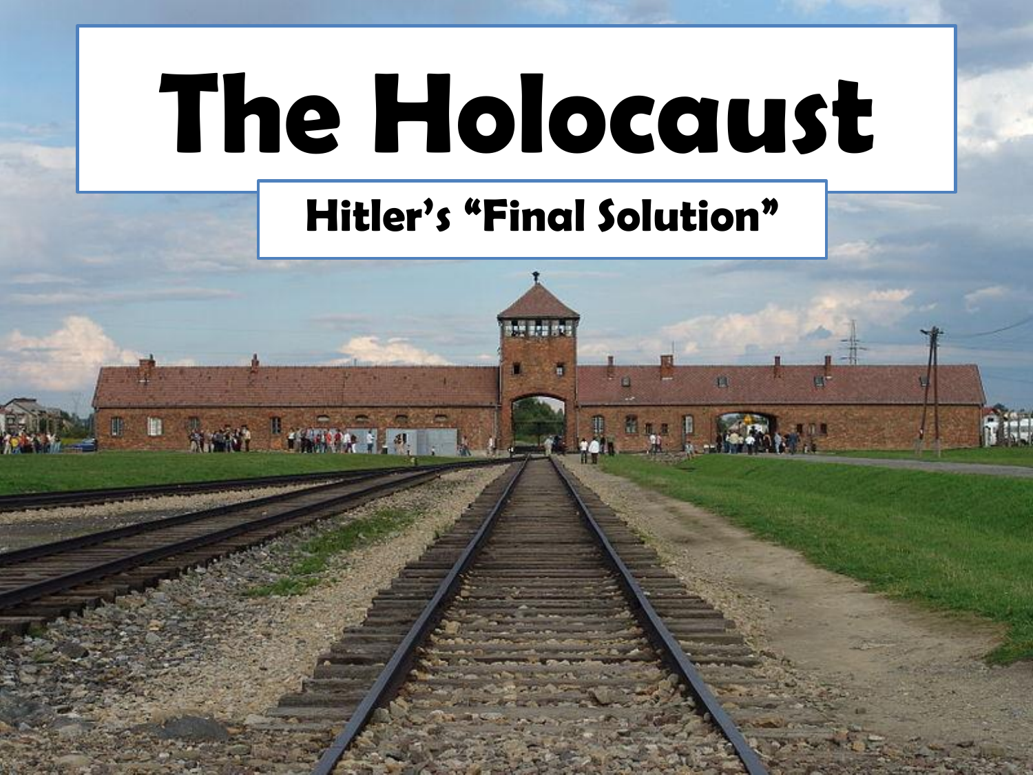# The Holocaust

## Hitler's "Final Solution"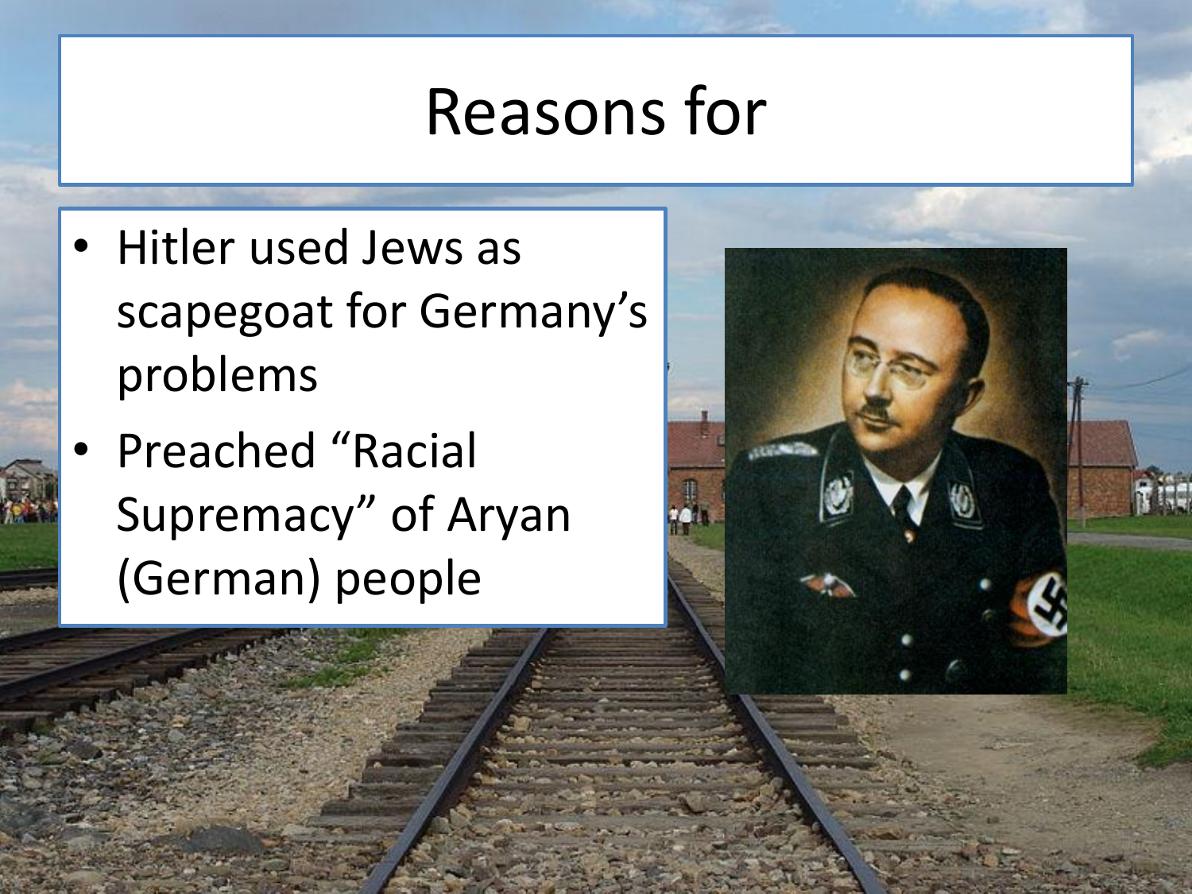# Reasons for

- Hitler used Jews as scapegoat for Germany's problems
- Preached "Racial Supremacy" of Aryan (German) people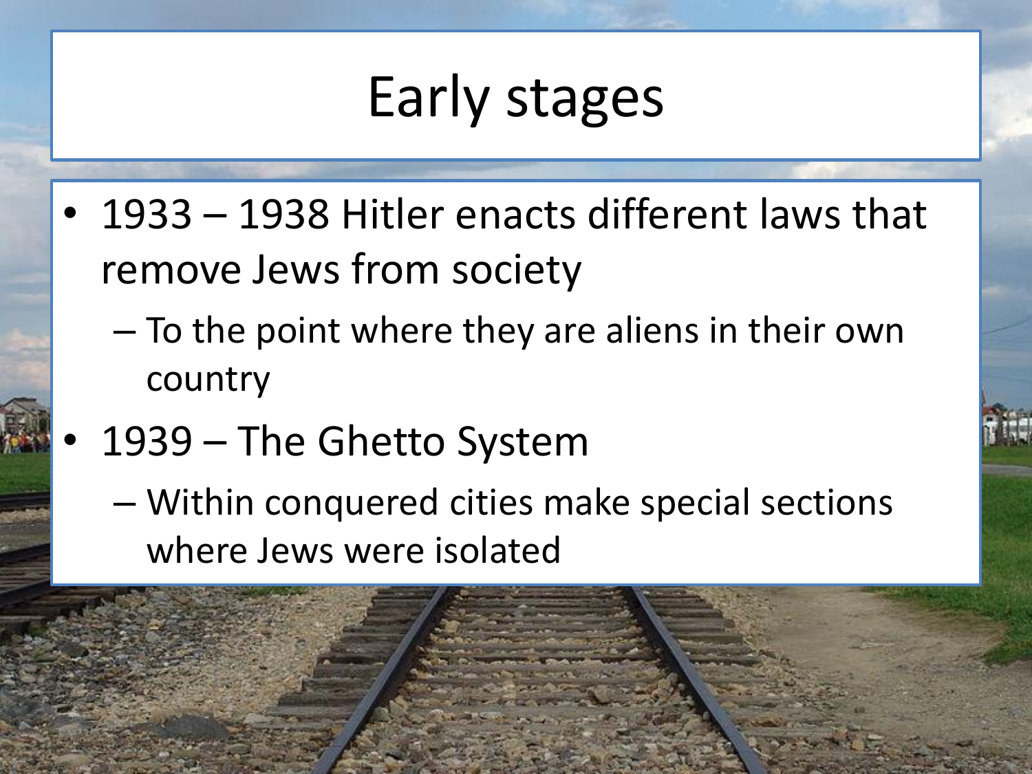# Early stages

- 1933 – 1938 Hitler enacts different laws that remove Jews from society
  - To the point where they are aliens in their own country
- 1939 – The Ghetto System
  - Within conquered cities make special sections where Jews were isolated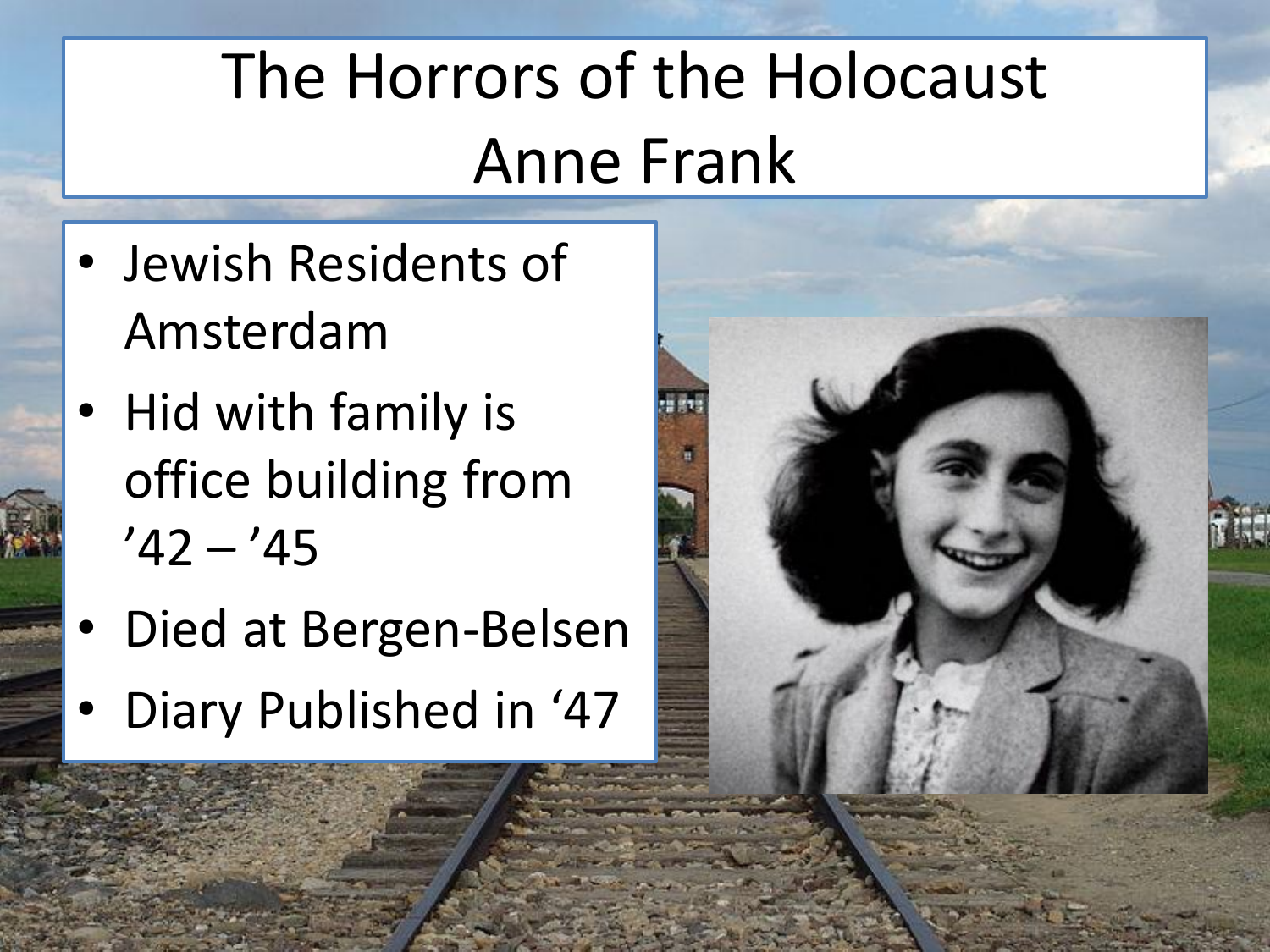# The Horrors of the Holocaust
# Anne Frank

- Jewish Residents of Amsterdam
- Hid with family is office building from ’42 – ’45
- Died at Bergen-Belsen
- Diary Published in ‘47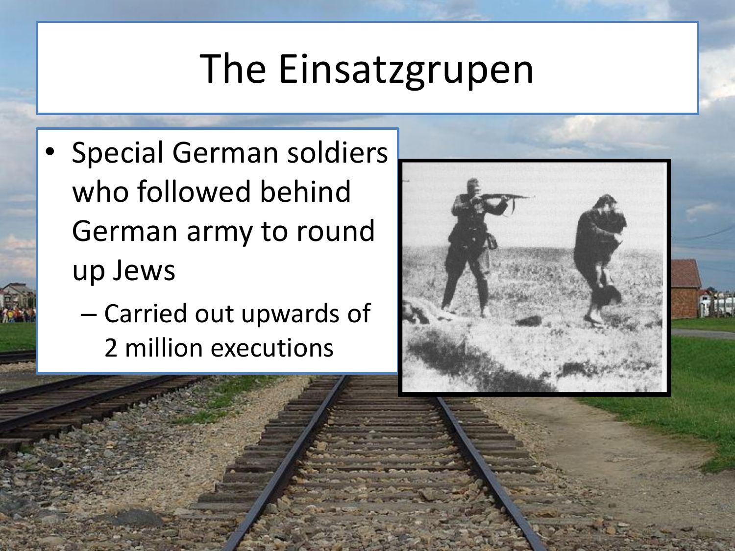# The Einsatzgrupen

- Special German soldiers who followed behind German army to round up Jews
  - Carried out upwards of 2 million executions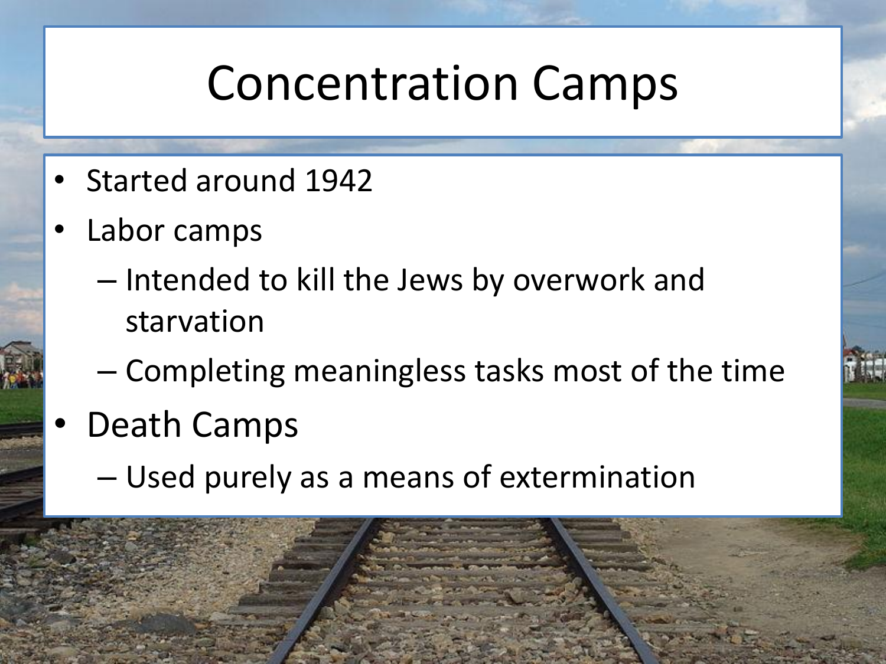# Concentration Camps

- Started around 1942
- Labor camps
  - Intended to kill the Jews by overwork and starvation
  - Completing meaningless tasks most of the time
- Death Camps
  - Used purely as a means of extermination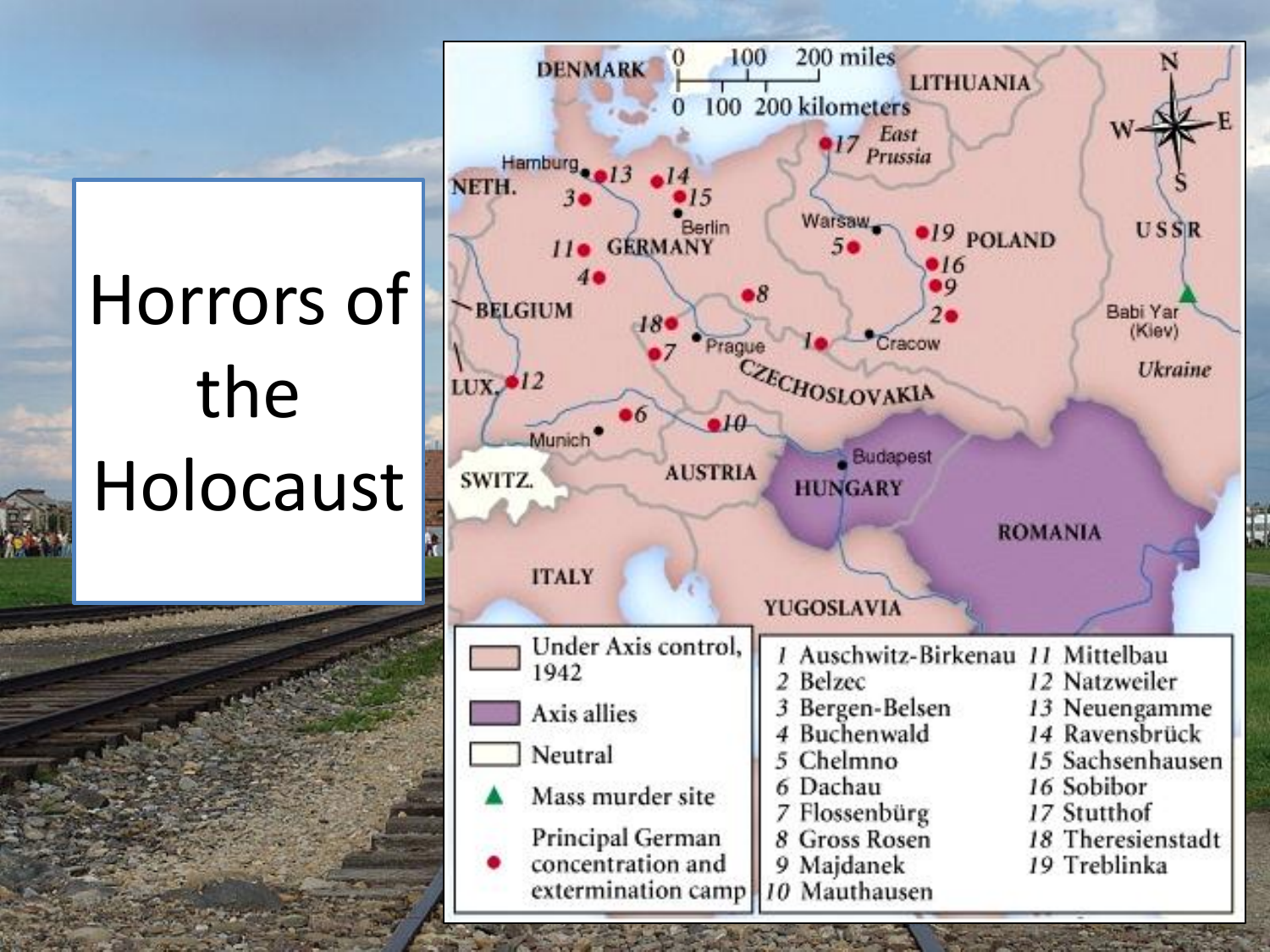# Horrors of the Holocaust

| Legend | |
|---|---|
| Under Axis control, 1942 | |
| Axis allies | |
| Neutral | |
| Mass murder site | |
| Principal German concentration and extermination camp | |

| | | | |
|---|---|---|---|
| 1 | Auschwitz-Birkenau | 11 | Mittelbau |
| 2 | Belzec | 12 | Natzweiler |
| 3 | Bergen-Belsen | 13 | Neuengamme |
| 4 | Buchenwald | 14 | Ravensbrück |
| 5 | Chelmno | 15 | Sachsenhausen |
| 6 | Dachau | 16 | Sobibor |
| 7 | Flossenbürg | 17 | Stutthof |
| 8 | Gross Rosen | 18 | Theresienstadt |
| 9 | Majdanek | 19 | Treblinka |
| 10 | Mauthausen | | |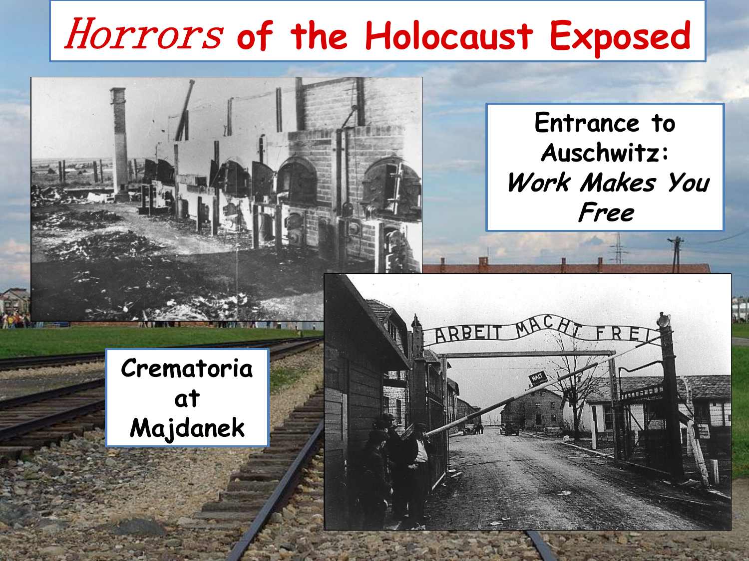# *Horrors* of the Holocaust Exposed

Entrance to Auschwitz: *Work Makes You Free*

Crematoria at Majdanek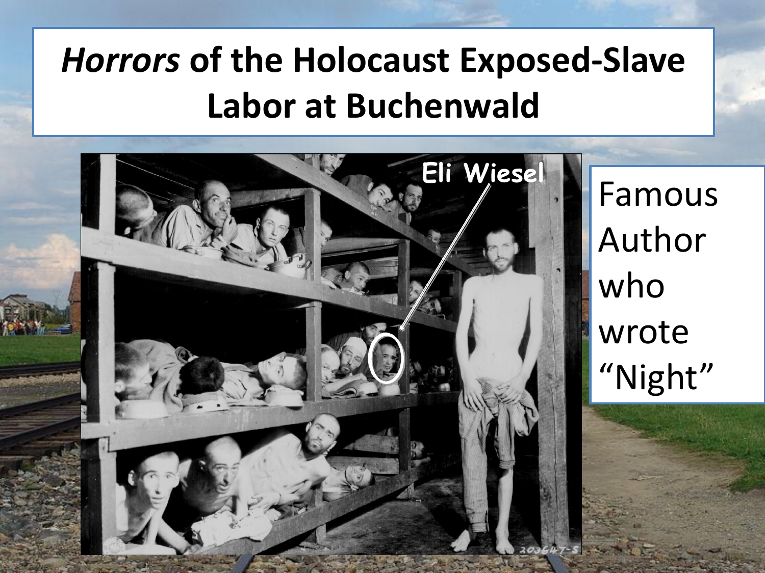# *Horrors* of the Holocaust Exposed-Slave Labor at Buchenwald

Eli Wiesel

Famous Author who wrote "Night"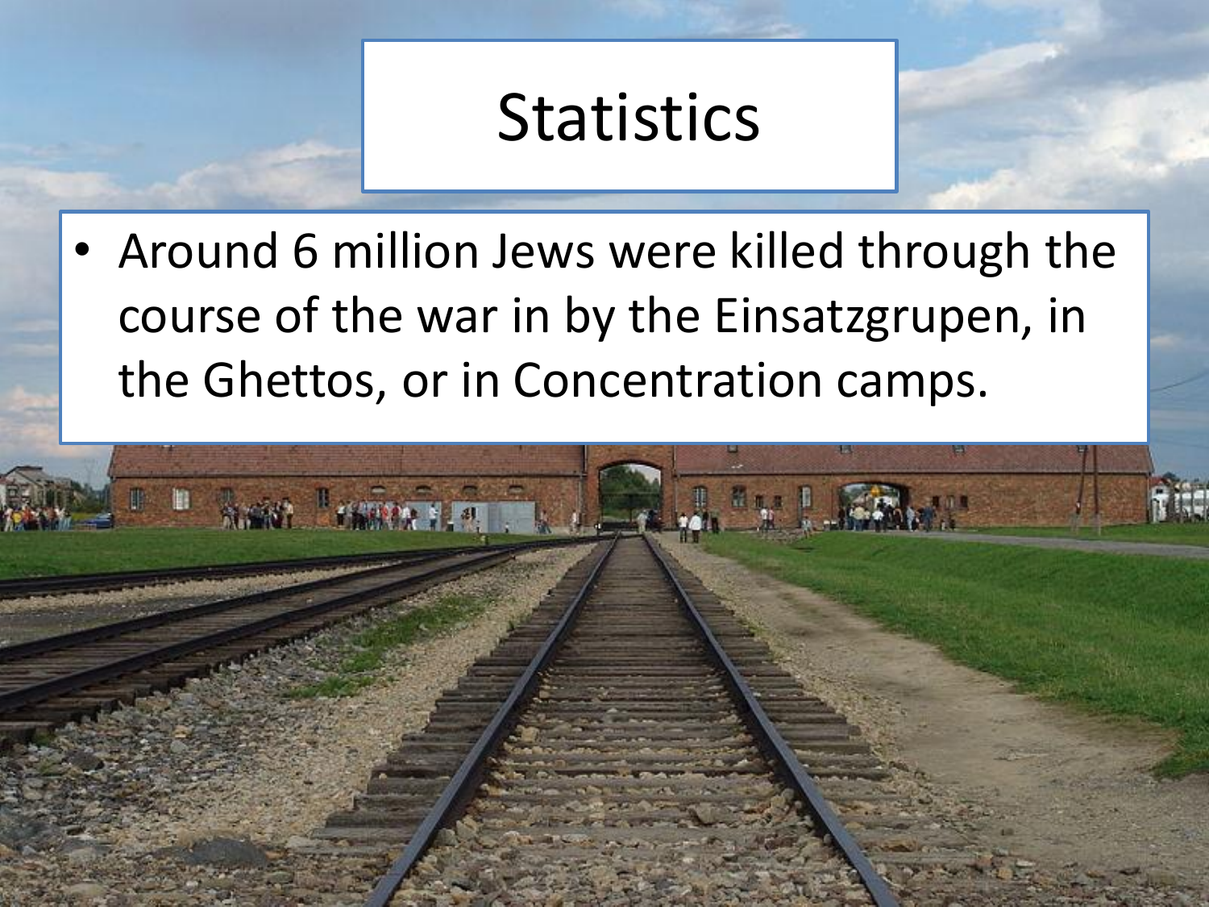# Statistics

- Around 6 million Jews were killed through the course of the war in by the Einsatzgrupen, in the Ghettos, or in Concentration camps.